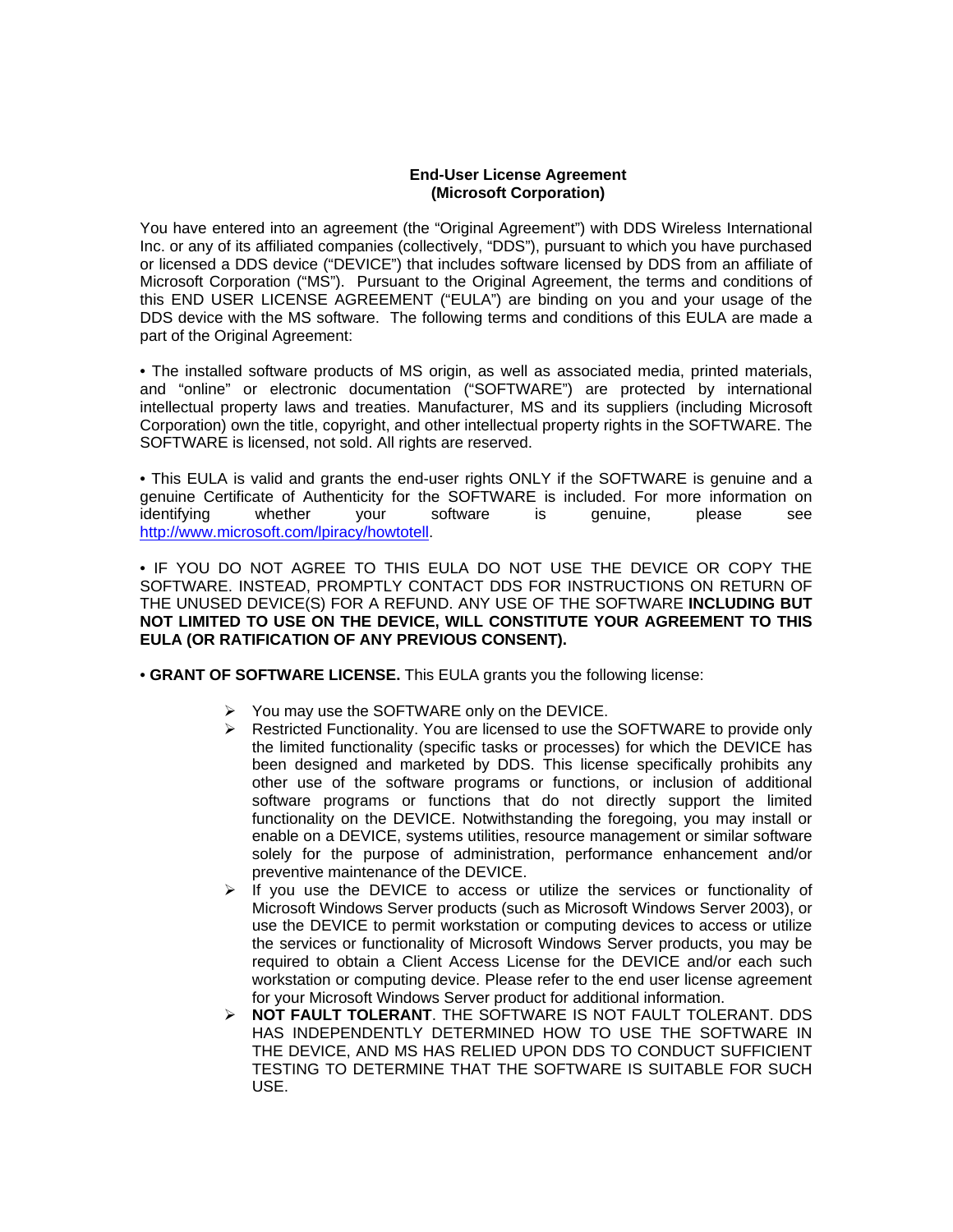**End-User License Agreement**
**(Microsoft Corporation)**

You have entered into an agreement (the "Original Agreement") with DDS Wireless International Inc. or any of its affiliated companies (collectively, "DDS"), pursuant to which you have purchased or licensed a DDS device ("DEVICE") that includes software licensed by DDS from an affiliate of Microsoft Corporation ("MS"). Pursuant to the Original Agreement, the terms and conditions of this END USER LICENSE AGREEMENT ("EULA") are binding on you and your usage of the DDS device with the MS software. The following terms and conditions of this EULA are made a part of the Original Agreement:

• The installed software products of MS origin, as well as associated media, printed materials, and "online" or electronic documentation ("SOFTWARE") are protected by international intellectual property laws and treaties. Manufacturer, MS and its suppliers (including Microsoft Corporation) own the title, copyright, and other intellectual property rights in the SOFTWARE. The SOFTWARE is licensed, not sold. All rights are reserved.

• This EULA is valid and grants the end-user rights ONLY if the SOFTWARE is genuine and a genuine Certificate of Authenticity for the SOFTWARE is included. For more information on identifying whether your software is genuine, please see http://www.microsoft.com/lpiracy/howtotell.

• IF YOU DO NOT AGREE TO THIS EULA DO NOT USE THE DEVICE OR COPY THE SOFTWARE. INSTEAD, PROMPTLY CONTACT DDS FOR INSTRUCTIONS ON RETURN OF THE UNUSED DEVICE(S) FOR A REFUND. ANY USE OF THE SOFTWARE **INCLUDING BUT NOT LIMITED TO USE ON THE DEVICE, WILL CONSTITUTE YOUR AGREEMENT TO THIS EULA (OR RATIFICATION OF ANY PREVIOUS CONSENT).**

• **GRANT OF SOFTWARE LICENSE.** This EULA grants you the following license:

- You may use the SOFTWARE only on the DEVICE.
- Restricted Functionality. You are licensed to use the SOFTWARE to provide only the limited functionality (specific tasks or processes) for which the DEVICE has been designed and marketed by DDS. This license specifically prohibits any other use of the software programs or functions, or inclusion of additional software programs or functions that do not directly support the limited functionality on the DEVICE. Notwithstanding the foregoing, you may install or enable on a DEVICE, systems utilities, resource management or similar software solely for the purpose of administration, performance enhancement and/or preventive maintenance of the DEVICE.
- If you use the DEVICE to access or utilize the services or functionality of Microsoft Windows Server products (such as Microsoft Windows Server 2003), or use the DEVICE to permit workstation or computing devices to access or utilize the services or functionality of Microsoft Windows Server products, you may be required to obtain a Client Access License for the DEVICE and/or each such workstation or computing device. Please refer to the end user license agreement for your Microsoft Windows Server product for additional information.
- **NOT FAULT TOLERANT**. THE SOFTWARE IS NOT FAULT TOLERANT. DDS HAS INDEPENDENTLY DETERMINED HOW TO USE THE SOFTWARE IN THE DEVICE, AND MS HAS RELIED UPON DDS TO CONDUCT SUFFICIENT TESTING TO DETERMINE THAT THE SOFTWARE IS SUITABLE FOR SUCH USE.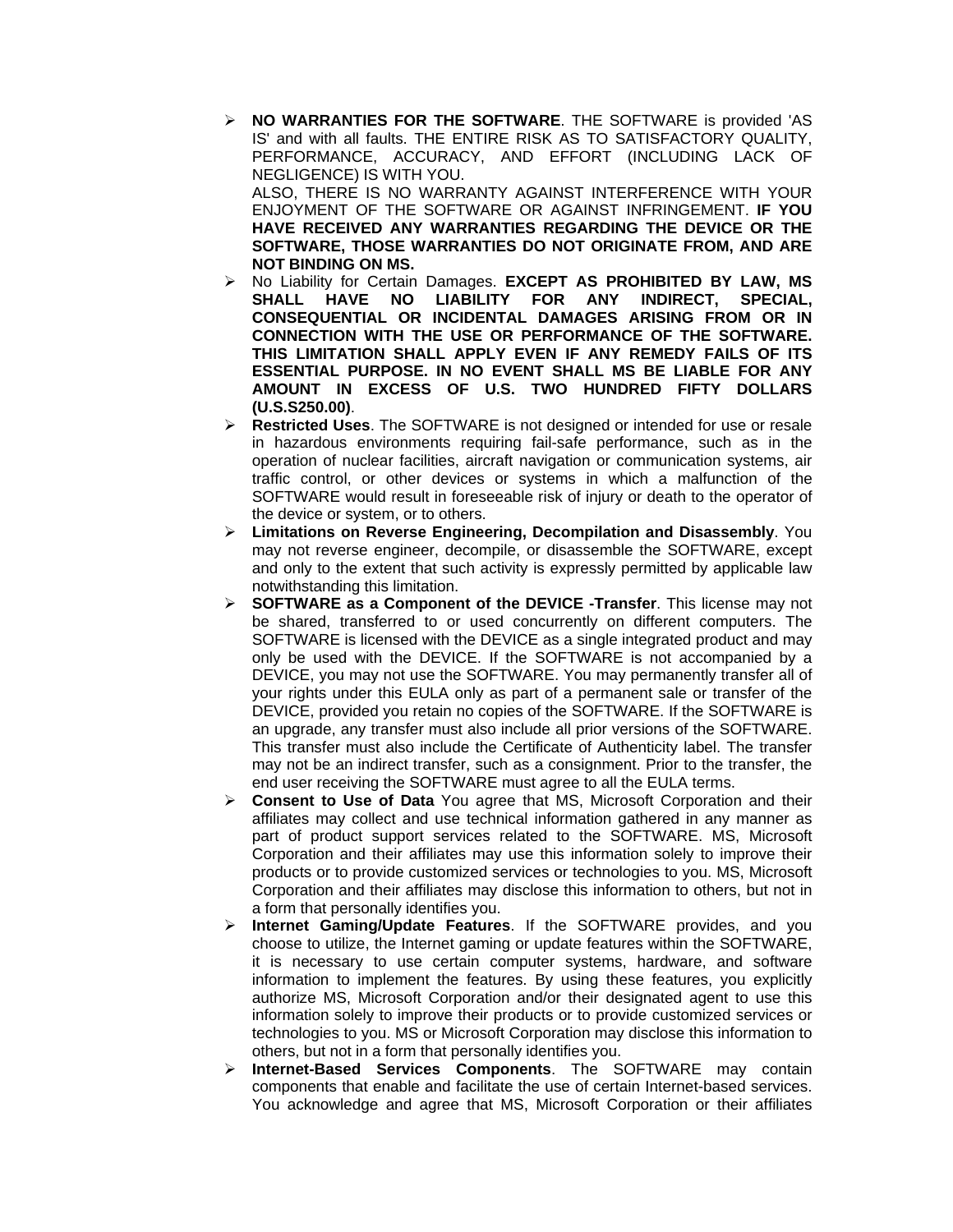- **NO WARRANTIES FOR THE SOFTWARE**. THE SOFTWARE is provided 'AS IS' and with all faults. THE ENTIRE RISK AS TO SATISFACTORY QUALITY, PERFORMANCE, ACCURACY, AND EFFORT (INCLUDING LACK OF NEGLIGENCE) IS WITH YOU.
  ALSO, THERE IS NO WARRANTY AGAINST INTERFERENCE WITH YOUR ENJOYMENT OF THE SOFTWARE OR AGAINST INFRINGEMENT. **IF YOU HAVE RECEIVED ANY WARRANTIES REGARDING THE DEVICE OR THE SOFTWARE, THOSE WARRANTIES DO NOT ORIGINATE FROM, AND ARE NOT BINDING ON MS.**
- No Liability for Certain Damages. **EXCEPT AS PROHIBITED BY LAW, MS SHALL HAVE NO LIABILITY FOR ANY INDIRECT, SPECIAL, CONSEQUENTIAL OR INCIDENTAL DAMAGES ARISING FROM OR IN CONNECTION WITH THE USE OR PERFORMANCE OF THE SOFTWARE. THIS LIMITATION SHALL APPLY EVEN IF ANY REMEDY FAILS OF ITS ESSENTIAL PURPOSE. IN NO EVENT SHALL MS BE LIABLE FOR ANY AMOUNT IN EXCESS OF U.S. TWO HUNDRED FIFTY DOLLARS (U.S.S250.00)**.
- **Restricted Uses**. The SOFTWARE is not designed or intended for use or resale in hazardous environments requiring fail-safe performance, such as in the operation of nuclear facilities, aircraft navigation or communication systems, air traffic control, or other devices or systems in which a malfunction of the SOFTWARE would result in foreseeable risk of injury or death to the operator of the device or system, or to others.
- **Limitations on Reverse Engineering, Decompilation and Disassembly**. You may not reverse engineer, decompile, or disassemble the SOFTWARE, except and only to the extent that such activity is expressly permitted by applicable law notwithstanding this limitation.
- **SOFTWARE as a Component of the DEVICE -Transfer**. This license may not be shared, transferred to or used concurrently on different computers. The SOFTWARE is licensed with the DEVICE as a single integrated product and may only be used with the DEVICE. If the SOFTWARE is not accompanied by a DEVICE, you may not use the SOFTWARE. You may permanently transfer all of your rights under this EULA only as part of a permanent sale or transfer of the DEVICE, provided you retain no copies of the SOFTWARE. If the SOFTWARE is an upgrade, any transfer must also include all prior versions of the SOFTWARE. This transfer must also include the Certificate of Authenticity label. The transfer may not be an indirect transfer, such as a consignment. Prior to the transfer, the end user receiving the SOFTWARE must agree to all the EULA terms.
- **Consent to Use of Data** You agree that MS, Microsoft Corporation and their affiliates may collect and use technical information gathered in any manner as part of product support services related to the SOFTWARE. MS, Microsoft Corporation and their affiliates may use this information solely to improve their products or to provide customized services or technologies to you. MS, Microsoft Corporation and their affiliates may disclose this information to others, but not in a form that personally identifies you.
- **Internet Gaming/Update Features**. If the SOFTWARE provides, and you choose to utilize, the Internet gaming or update features within the SOFTWARE, it is necessary to use certain computer systems, hardware, and software information to implement the features. By using these features, you explicitly authorize MS, Microsoft Corporation and/or their designated agent to use this information solely to improve their products or to provide customized services or technologies to you. MS or Microsoft Corporation may disclose this information to others, but not in a form that personally identifies you.
- **Internet-Based Services Components**. The SOFTWARE may contain components that enable and facilitate the use of certain Internet-based services. You acknowledge and agree that MS, Microsoft Corporation or their affiliates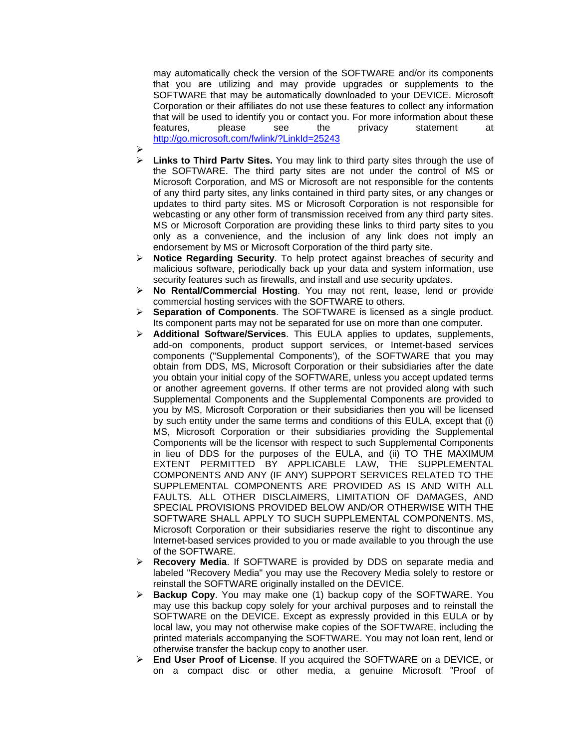may automatically check the version of the SOFTWARE and/or its components that you are utilizing and may provide upgrades or supplements to the SOFTWARE that may be automatically downloaded to your DEVICE. Microsoft Corporation or their affiliates do not use these features to collect any information that will be used to identify you or contact you. For more information about these features, please see the privacy statement at http://go.microsoft.com/fwlink/?LinkId=25243

- 
- **Links to Third Partv Sites.** You may link to third party sites through the use of the SOFTWARE. The third party sites are not under the control of MS or Microsoft Corporation, and MS or Microsoft are not responsible for the contents of any third party sites, any links contained in third party sites, or any changes or updates to third party sites. MS or Microsoft Corporation is not responsible for webcasting or any other form of transmission received from any third party sites. MS or Microsoft Corporation are providing these links to third party sites to you only as a convenience, and the inclusion of any link does not imply an endorsement by MS or Microsoft Corporation of the third party site.
- **Notice Regarding Security**. To help protect against breaches of security and malicious software, periodically back up your data and system information, use security features such as firewalls, and install and use security updates.
- **No Rental/Commercial Hosting**. You may not rent, lease, lend or provide commercial hosting services with the SOFTWARE to others.
- **Separation of Components**. The SOFTWARE is licensed as a single product. Its component parts may not be separated for use on more than one computer.
- **Additional Software/Services**. This EULA applies to updates, supplements, add-on components, product support services, or Intemet-based services components ("Supplemental Components'), of the SOFTWARE that you may obtain from DDS, MS, Microsoft Corporation or their subsidiaries after the date you obtain your initial copy of the SOFTWARE, unless you accept updated terms or another agreement governs. If other terms are not provided along with such Supplemental Components and the Supplemental Components are provided to you by MS, Microsoft Corporation or their subsidiaries then you will be licensed by such entity under the same terms and conditions of this EULA, except that (i) MS, Microsoft Corporation or their subsidiaries providing the Supplemental Components will be the licensor with respect to such Supplemental Components in lieu of DDS for the purposes of the EULA, and (ii) TO THE MAXIMUM EXTENT PERMITTED BY APPLICABLE LAW, THE SUPPLEMENTAL COMPONENTS AND ANY (IF ANY) SUPPORT SERVICES RELATED TO THE SUPPLEMENTAL COMPONENTS ARE PROVIDED AS IS AND WITH ALL FAULTS. ALL OTHER DISCLAIMERS, LIMITATION OF DAMAGES, AND SPECIAL PROVISIONS PROVIDED BELOW AND/OR OTHERWISE WITH THE SOFTWARE SHALL APPLY TO SUCH SUPPLEMENTAL COMPONENTS. MS, Microsoft Corporation or their subsidiaries reserve the right to discontinue any lnternet-based services provided to you or made available to you through the use of the SOFTWARE.
- **Recovery Media**. If SOFTWARE is provided by DDS on separate media and labeled "Recovery Media" you may use the Recovery Media solely to restore or reinstall the SOFTWARE originally installed on the DEVICE.
- **Backup Copy**. You may make one (1) backup copy of the SOFTWARE. You may use this backup copy solely for your archival purposes and to reinstall the SOFTWARE on the DEVICE. Except as expressly provided in this EULA or by local law, you may not otherwise make copies of the SOFTWARE, including the printed materials accompanying the SOFTWARE. You may not loan rent, lend or otherwise transfer the backup copy to another user.
- **End User Proof of License**. If you acquired the SOFTWARE on a DEVICE, or on a compact disc or other media, a genuine Microsoft "Proof of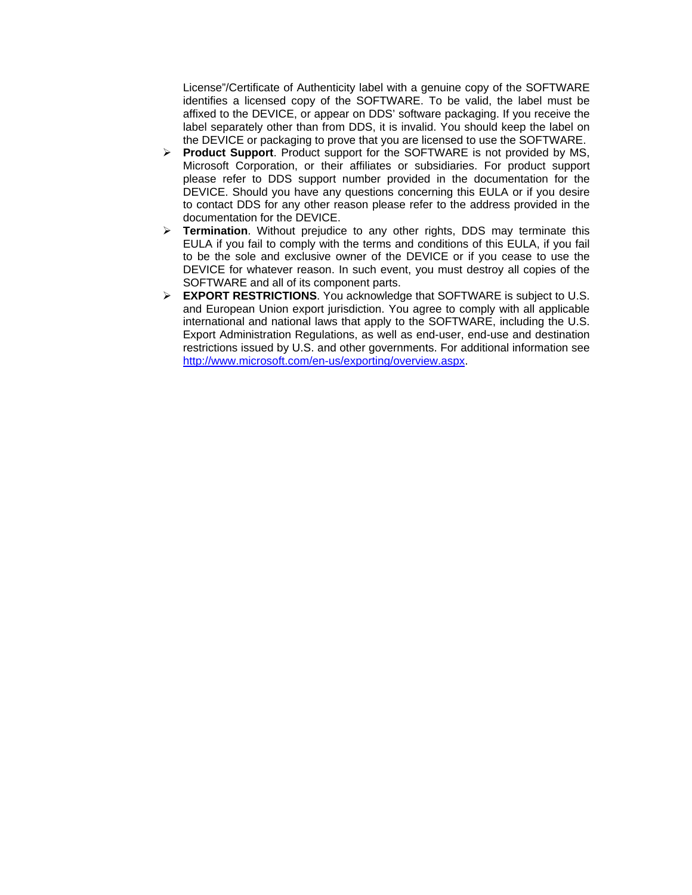License"/Certificate of Authenticity label with a genuine copy of the SOFTWARE identifies a licensed copy of the SOFTWARE. To be valid, the label must be affixed to the DEVICE, or appear on DDS' software packaging. If you receive the label separately other than from DDS, it is invalid. You should keep the label on the DEVICE or packaging to prove that you are licensed to use the SOFTWARE.

- **Product Support**. Product support for the SOFTWARE is not provided by MS, Microsoft Corporation, or their affiliates or subsidiaries. For product support please refer to DDS support number provided in the documentation for the DEVICE. Should you have any questions concerning this EULA or if you desire to contact DDS for any other reason please refer to the address provided in the documentation for the DEVICE.
- **Termination**. Without prejudice to any other rights, DDS may terminate this EULA if you fail to comply with the terms and conditions of this EULA, if you fail to be the sole and exclusive owner of the DEVICE or if you cease to use the DEVICE for whatever reason. In such event, you must destroy all copies of the SOFTWARE and all of its component parts.
- **EXPORT RESTRICTIONS**. You acknowledge that SOFTWARE is subject to U.S. and European Union export jurisdiction. You agree to comply with all applicable international and national laws that apply to the SOFTWARE, including the U.S. Export Administration Regulations, as well as end-user, end-use and destination restrictions issued by U.S. and other governments. For additional information see http://www.microsoft.com/en-us/exporting/overview.aspx.